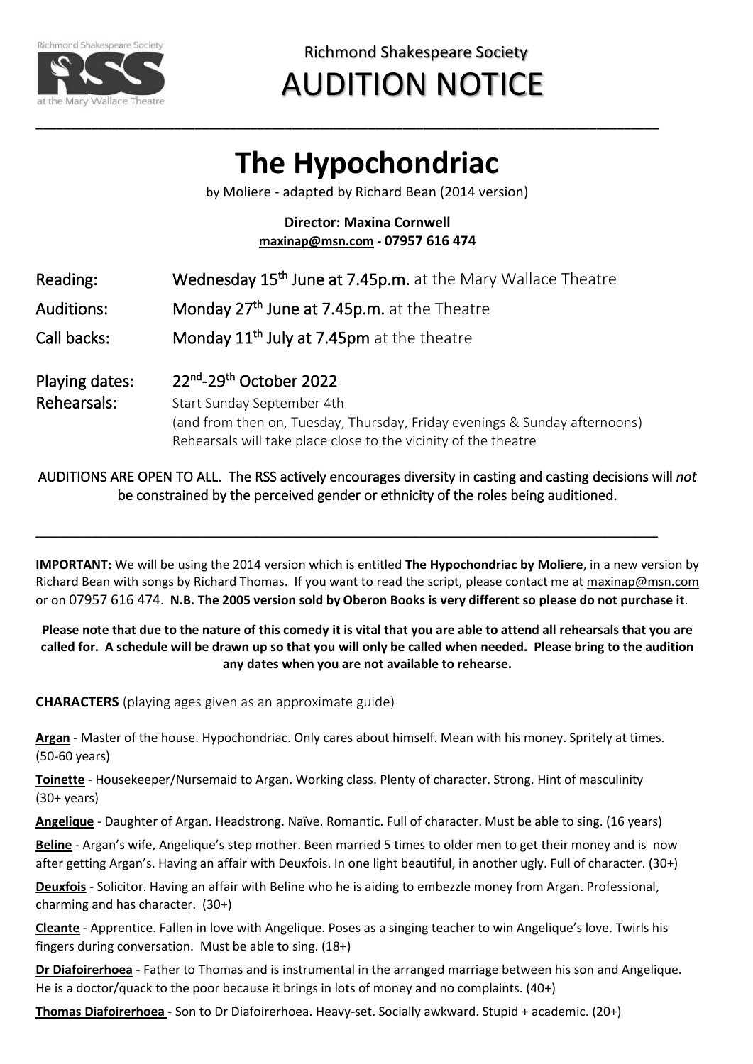Richmond Shakespeare Society

# AUDITION NOTICE

---

# The Hypochondriac

by Moliere - adapted by Richard Bean (2014 version)

**Director: Maxina Cornwell**
**maxinap@msn.com - 07957 616 474**

**Reading:** **Wednesday 15th June at 7.45p.m.** at the Mary Wallace Theatre

**Auditions:** **Monday 27th June at 7.45p.m.** at the Theatre

**Call backs:** **Monday 11th July at 7.45pm** at the theatre

**Playing dates:** **22nd-29th October 2022**

**Rehearsals:** Start Sunday September 4th
(and from then on, Tuesday, Thursday, Friday evenings & Sunday afternoons)
Rehearsals will take place close to the vicinity of the theatre

AUDITIONS ARE OPEN TO ALL. The RSS actively encourages diversity in casting and casting decisions will *not* be constrained by the perceived gender or ethnicity of the roles being auditioned.

---

**IMPORTANT:** We will be using the 2014 version which is entitled **The Hypochondriac by Moliere**, in a new version by Richard Bean with songs by Richard Thomas. If you want to read the script, please contact me at maxinap@msn.com or on 07957 616 474. **N.B. The 2005 version sold by Oberon Books is very different so please do not purchase it**.

**Please note that due to the nature of this comedy it is vital that you are able to attend all rehearsals that you are called for. A schedule will be drawn up so that you will only be called when needed. Please bring to the audition any dates when you are not available to rehearse.**

**CHARACTERS** (playing ages given as an approximate guide)

**Argan** - Master of the house. Hypochondriac. Only cares about himself. Mean with his money. Spritely at times. (50-60 years)

**Toinette** - Housekeeper/Nursemaid to Argan. Working class. Plenty of character. Strong. Hint of masculinity (30+ years)

**Angelique** - Daughter of Argan. Headstrong. Naïve. Romantic. Full of character. Must be able to sing. (16 years)

**Beline** - Argan's wife, Angelique's step mother. Been married 5 times to older men to get their money and is now after getting Argan's. Having an affair with Deuxfois. In one light beautiful, in another ugly. Full of character. (30+)

**Deuxfois** - Solicitor. Having an affair with Beline who he is aiding to embezzle money from Argan. Professional, charming and has character. (30+)

**Cleante** - Apprentice. Fallen in love with Angelique. Poses as a singing teacher to win Angelique's love. Twirls his fingers during conversation. Must be able to sing. (18+)

**Dr Diafoirerhoea** - Father to Thomas and is instrumental in the arranged marriage between his son and Angelique. He is a doctor/quack to the poor because it brings in lots of money and no complaints. (40+)

**Thomas Diafoirerhoea** - Son to Dr Diafoirerhoea. Heavy-set. Socially awkward. Stupid + academic. (20+)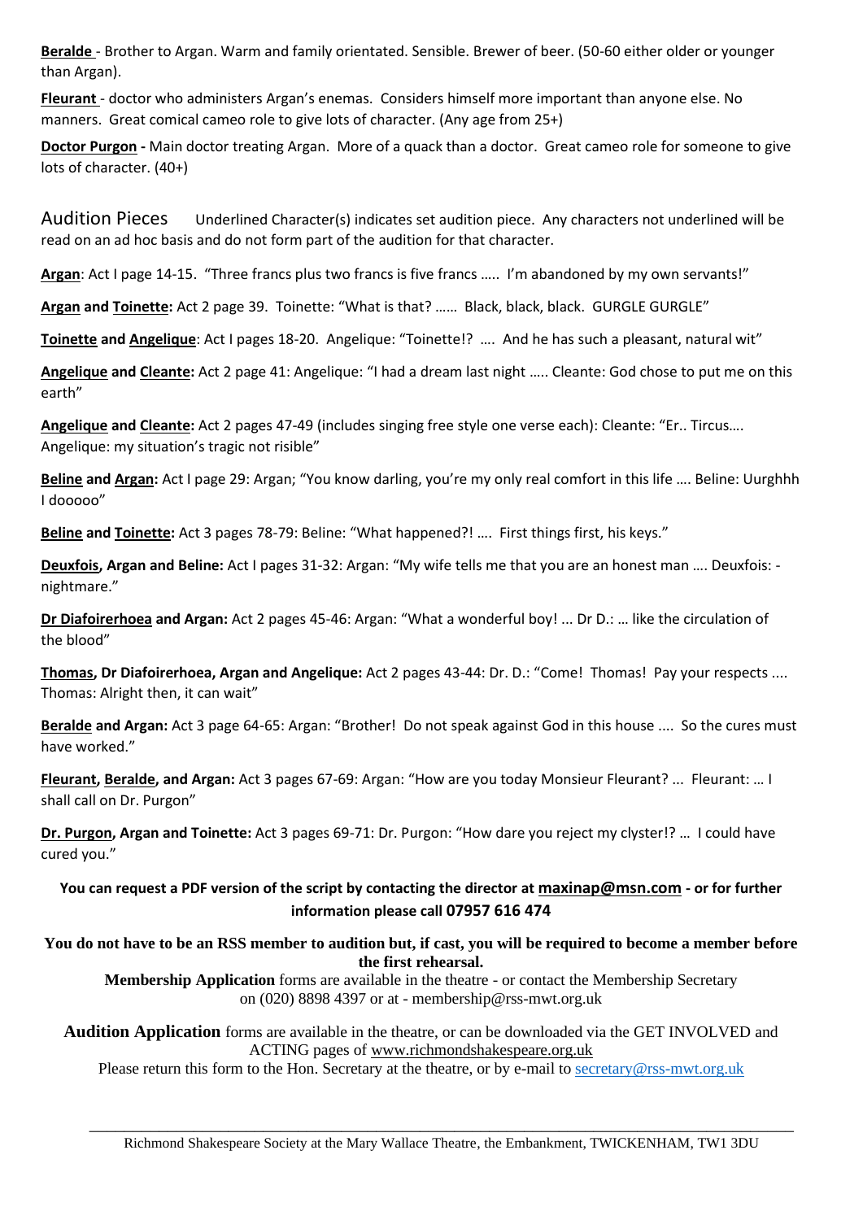**Beralde** - Brother to Argan. Warm and family orientated. Sensible. Brewer of beer. (50-60 either older or younger than Argan).

**Fleurant** - doctor who administers Argan's enemas. Considers himself more important than anyone else. No manners. Great comical cameo role to give lots of character. (Any age from 25+)

**Doctor Purgon -** Main doctor treating Argan. More of a quack than a doctor. Great cameo role for someone to give lots of character. (40+)

## Audition Pieces

Underlined Character(s) indicates set audition piece. Any characters not underlined will be read on an ad hoc basis and do not form part of the audition for that character.

**Argan**: Act I page 14-15. "Three francs plus two francs is five francs ….. I'm abandoned by my own servants!"

**Argan and Toinette:** Act 2 page 39. Toinette: "What is that? …… Black, black, black. GURGLE GURGLE"

**Toinette and Angelique**: Act I pages 18-20. Angelique: "Toinette!? …. And he has such a pleasant, natural wit"

**Angelique and Cleante:** Act 2 page 41: Angelique: "I had a dream last night ….. Cleante: God chose to put me on this earth"

**Angelique and Cleante:** Act 2 pages 47-49 (includes singing free style one verse each): Cleante: "Er.. Tircus…. Angelique: my situation's tragic not risible"

**Beline and Argan:** Act I page 29: Argan; "You know darling, you're my only real comfort in this life …. Beline: Uurghhh I dooooo"

**Beline and Toinette:** Act 3 pages 78-79: Beline: "What happened?! …. First things first, his keys."

**Deuxfois, Argan and Beline:** Act I pages 31-32: Argan: "My wife tells me that you are an honest man …. Deuxfois: - nightmare."

**Dr Diafoirerhoea and Argan:** Act 2 pages 45-46: Argan: "What a wonderful boy! ... Dr D.: … like the circulation of the blood"

**Thomas, Dr Diafoirerhoea, Argan and Angelique:** Act 2 pages 43-44: Dr. D.: "Come! Thomas! Pay your respects .... Thomas: Alright then, it can wait"

**Beralde and Argan:** Act 3 page 64-65: Argan: "Brother! Do not speak against God in this house .... So the cures must have worked."

**Fleurant, Beralde, and Argan:** Act 3 pages 67-69: Argan: "How are you today Monsieur Fleurant? ... Fleurant: … I shall call on Dr. Purgon"

**Dr. Purgon, Argan and Toinette:** Act 3 pages 69-71: Dr. Purgon: "How dare you reject my clyster!? … I could have cured you."

**You can request a PDF version of the script by contacting the director at maxinap@msn.com - or for further information please call 07957 616 474**

**You do not have to be an RSS member to audition but, if cast, you will be required to become a member before the first rehearsal.**

**Membership Application** forms are available in the theatre - or contact the Membership Secretary on (020) 8898 4397 or at - membership@rss-mwt.org.uk

**Audition Application** forms are available in the theatre, or can be downloaded via the GET INVOLVED and ACTING pages of www.richmondshakespeare.org.uk

Please return this form to the Hon. Secretary at the theatre, or by e-mail to secretary@rss-mwt.org.uk

Richmond Shakespeare Society at the Mary Wallace Theatre, the Embankment, TWICKENHAM, TW1 3DU